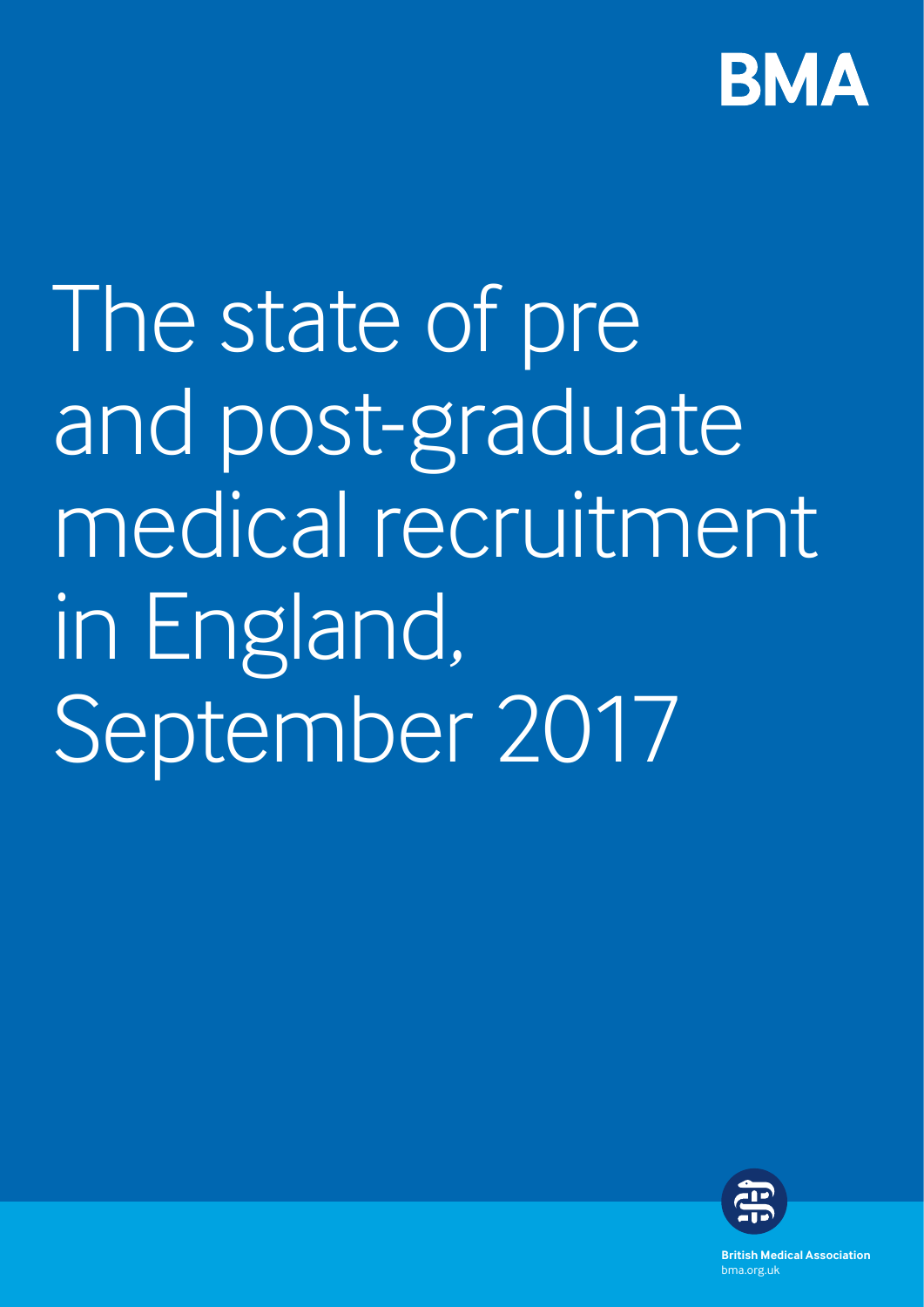BMA

# The state of pre and post-graduate medical recruitment in England, September 2017

**British Medical Association**
bma.org.uk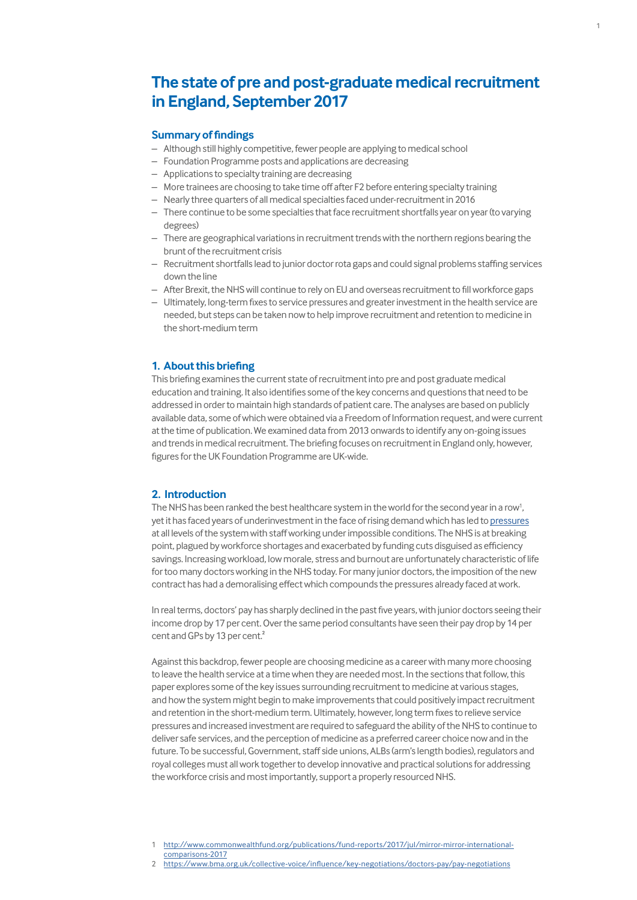# The state of pre and post-graduate medical recruitment in England, September 2017

## Summary of findings

- Although still highly competitive, fewer people are applying to medical school
- Foundation Programme posts and applications are decreasing
- Applications to specialty training are decreasing
- More trainees are choosing to take time off after F2 before entering specialty training
- Nearly three quarters of all medical specialties faced under-recruitment in 2016
- There continue to be some specialties that face recruitment shortfalls year on year (to varying degrees)
- There are geographical variations in recruitment trends with the northern regions bearing the brunt of the recruitment crisis
- Recruitment shortfalls lead to junior doctor rota gaps and could signal problems staffing services down the line
- After Brexit, the NHS will continue to rely on EU and overseas recruitment to fill workforce gaps
- Ultimately, long-term fixes to service pressures and greater investment in the health service are needed, but steps can be taken now to help improve recruitment and retention to medicine in the short-medium term

## 1. About this briefing

This briefing examines the current state of recruitment into pre and post graduate medical education and training. It also identifies some of the key concerns and questions that need to be addressed in order to maintain high standards of patient care. The analyses are based on publicly available data, some of which were obtained via a Freedom of Information request, and were current at the time of publication. We examined data from 2013 onwards to identify any on-going issues and trends in medical recruitment. The briefing focuses on recruitment in England only, however, figures for the UK Foundation Programme are UK-wide.

## 2. Introduction

The NHS has been ranked the best healthcare system in the world for the second year in a row[1], yet it has faced years of underinvestment in the face of rising demand which has led to pressures at all levels of the system with staff working under impossible conditions. The NHS is at breaking point, plagued by workforce shortages and exacerbated by funding cuts disguised as efficiency savings. Increasing workload, low morale, stress and burnout are unfortunately characteristic of life for too many doctors working in the NHS today. For many junior doctors, the imposition of the new contract has had a demoralising effect which compounds the pressures already faced at work.

In real terms, doctors' pay has sharply declined in the past five years, with junior doctors seeing their income drop by 17 per cent. Over the same period consultants have seen their pay drop by 14 per cent and GPs by 13 per cent.[2]

Against this backdrop, fewer people are choosing medicine as a career with many more choosing to leave the health service at a time when they are needed most. In the sections that follow, this paper explores some of the key issues surrounding recruitment to medicine at various stages, and how the system might begin to make improvements that could positively impact recruitment and retention in the short-medium term. Ultimately, however, long term fixes to relieve service pressures and increased investment are required to safeguard the ability of the NHS to continue to deliver safe services, and the perception of medicine as a preferred career choice now and in the future. To be successful, Government, staff side unions, ALBs (arm's length bodies), regulators and royal colleges must all work together to develop innovative and practical solutions for addressing the workforce crisis and most importantly, support a properly resourced NHS.

1 http://www.commonwealthfund.org/publications/fund-reports/2017/jul/mirror-mirror-international-comparisons-2017
2 https://www.bma.org.uk/collective-voice/influence/key-negotiations/doctors-pay/pay-negotiations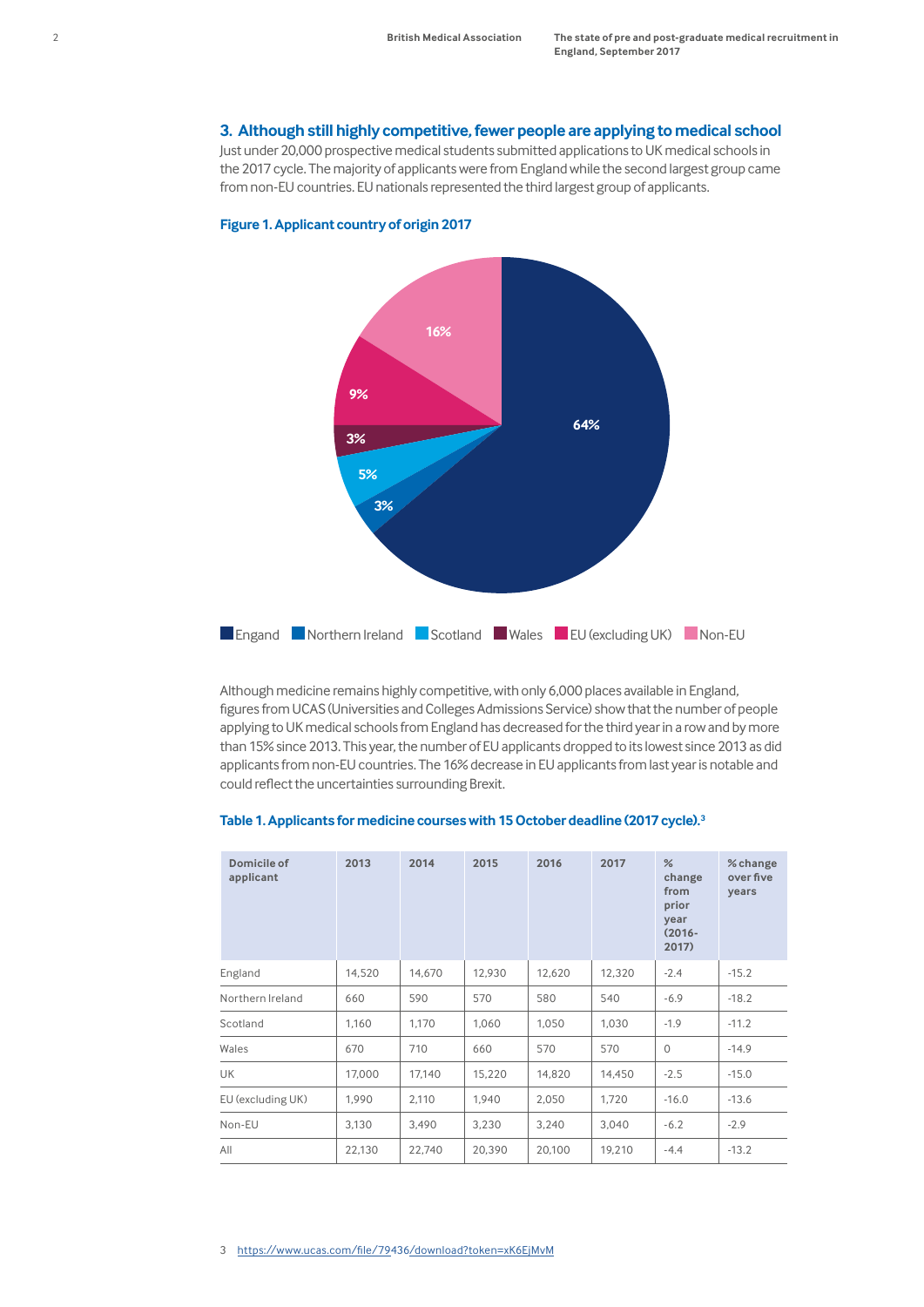## 3. Although still highly competitive, fewer people are applying to medical school

Just under 20,000 prospective medical students submitted applications to UK medical schools in the 2017 cycle. The majority of applicants were from England while the second largest group came from non-EU countries. EU nationals represented the third largest group of applicants.

**Figure 1. Applicant country of origin 2017**

Engand 64% | Northern Ireland 3% | Scotland 5% | Wales 3% | EU (excluding UK) 9% | Non-EU 16%

Although medicine remains highly competitive, with only 6,000 places available in England, figures from UCAS (Universities and Colleges Admissions Service) show that the number of people applying to UK medical schools from England has decreased for the third year in a row and by more than 15% since 2013. This year, the number of EU applicants dropped to its lowest since 2013 as did applicants from non-EU countries. The 16% decrease in EU applicants from last year is notable and could reflect the uncertainties surrounding Brexit.

**Table 1. Applicants for medicine courses with 15 October deadline (2017 cycle).[3]**

| Domicile of applicant | 2013 | 2014 | 2015 | 2016 | 2017 | % change from prior year (2016-2017) | % change over five years |
|---|---|---|---|---|---|---|---|
| England | 14,520 | 14,670 | 12,930 | 12,620 | 12,320 | -2.4 | -15.2 |
| Northern Ireland | 660 | 590 | 570 | 580 | 540 | -6.9 | -18.2 |
| Scotland | 1,160 | 1,170 | 1,060 | 1,050 | 1,030 | -1.9 | -11.2 |
| Wales | 670 | 710 | 660 | 570 | 570 | 0 | -14.9 |
| UK | 17,000 | 17,140 | 15,220 | 14,820 | 14,450 | -2.5 | -15.0 |
| EU (excluding UK) | 1,990 | 2,110 | 1,940 | 2,050 | 1,720 | -16.0 | -13.6 |
| Non-EU | 3,130 | 3,490 | 3,230 | 3,240 | 3,040 | -6.2 | -2.9 |
| All | 22,130 | 22,740 | 20,390 | 20,100 | 19,210 | -4.4 | -13.2 |

3 https://www.ucas.com/file/79436/download?token=xK6EjMvM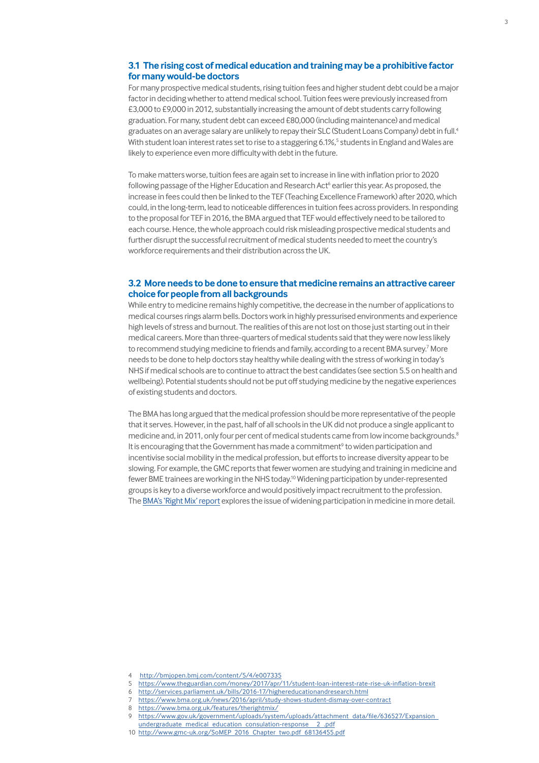### 3.1 The rising cost of medical education and training may be a prohibitive factor for many would-be doctors

For many prospective medical students, rising tuition fees and higher student debt could be a major factor in deciding whether to attend medical school. Tuition fees were previously increased from £3,000 to £9,000 in 2012, substantially increasing the amount of debt students carry following graduation. For many, student debt can exceed £80,000 (including maintenance) and medical graduates on an average salary are unlikely to repay their SLC (Student Loans Company) debt in full.[4] With student loan interest rates set to rise to a staggering 6.1%,[5] students in England and Wales are likely to experience even more difficulty with debt in the future.

To make matters worse, tuition fees are again set to increase in line with inflation prior to 2020 following passage of the Higher Education and Research Act[6] earlier this year. As proposed, the increase in fees could then be linked to the TEF (Teaching Excellence Framework) after 2020, which could, in the long-term, lead to noticeable differences in tuition fees across providers. In responding to the proposal for TEF in 2016, the BMA argued that TEF would effectively need to be tailored to each course. Hence, the whole approach could risk misleading prospective medical students and further disrupt the successful recruitment of medical students needed to meet the country's workforce requirements and their distribution across the UK.

### 3.2 More needs to be done to ensure that medicine remains an attractive career choice for people from all backgrounds

While entry to medicine remains highly competitive, the decrease in the number of applications to medical courses rings alarm bells. Doctors work in highly pressurised environments and experience high levels of stress and burnout. The realities of this are not lost on those just starting out in their medical careers. More than three-quarters of medical students said that they were now less likely to recommend studying medicine to friends and family, according to a recent BMA survey.[7] More needs to be done to help doctors stay healthy while dealing with the stress of working in today's NHS if medical schools are to continue to attract the best candidates (see section 5.5 on health and wellbeing). Potential students should not be put off studying medicine by the negative experiences of existing students and doctors.

The BMA has long argued that the medical profession should be more representative of the people that it serves. However, in the past, half of all schools in the UK did not produce a single applicant to medicine and, in 2011, only four per cent of medical students came from low income backgrounds.[8] It is encouraging that the Government has made a commitment[9] to widen participation and incentivise social mobility in the medical profession, but efforts to increase diversity appear to be slowing. For example, the GMC reports that fewer women are studying and training in medicine and fewer BME trainees are working in the NHS today.[10] Widening participation by under-represented groups is key to a diverse workforce and would positively impact recruitment to the profession. The BMA's 'Right Mix' report explores the issue of widening participation in medicine in more detail.

4 http://bmjopen.bmj.com/content/5/4/e007335
5 https://www.theguardian.com/money/2017/apr/11/student-loan-interest-rate-rise-uk-inflation-brexit
6 http://services.parliament.uk/bills/2016-17/highereducationandresearch.html
7 https://www.bma.org.uk/news/2016/april/study-shows-student-dismay-over-contract
8 https://www.bma.org.uk/features/therightmix/
9 https://www.gov.uk/government/uploads/system/uploads/attachment_data/file/636527/Expansion_undergraduate_medical_education_consultation-response__2_.pdf
10 http://www.gmc-uk.org/SoMEP_2016_Chapter_two.pdf_68136455.pdf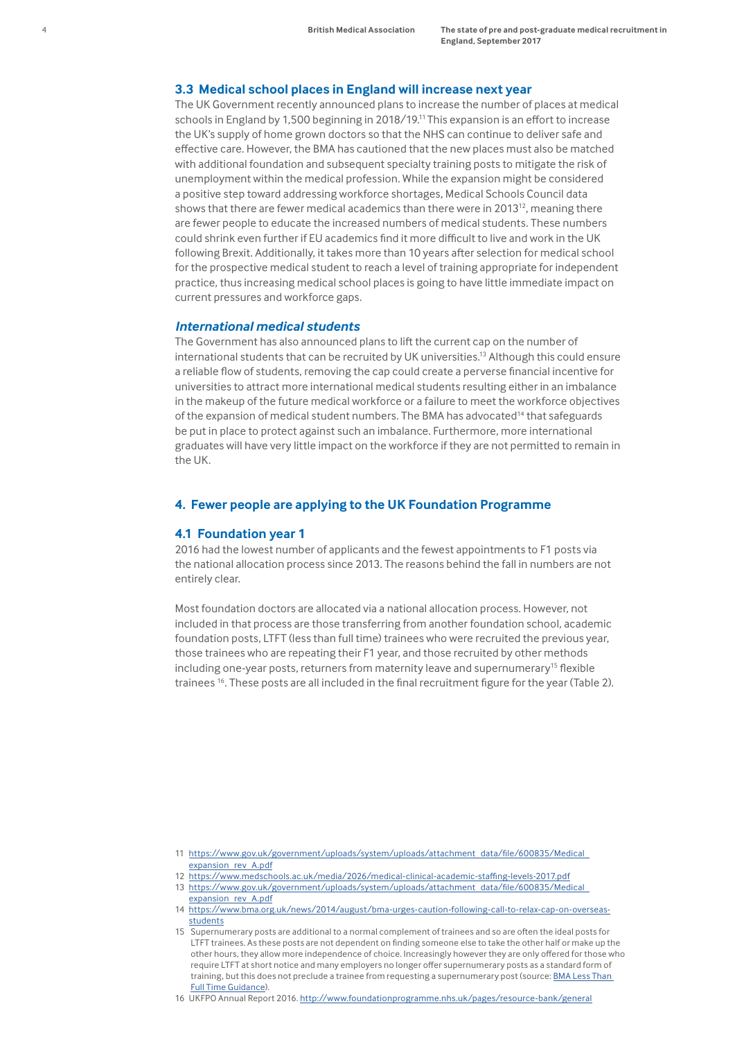### 3.3 Medical school places in England will increase next year

The UK Government recently announced plans to increase the number of places at medical schools in England by 1,500 beginning in 2018/19.[11] This expansion is an effort to increase the UK's supply of home grown doctors so that the NHS can continue to deliver safe and effective care. However, the BMA has cautioned that the new places must also be matched with additional foundation and subsequent specialty training posts to mitigate the risk of unemployment within the medical profession. While the expansion might be considered a positive step toward addressing workforce shortages, Medical Schools Council data shows that there are fewer medical academics than there were in 2013[12], meaning there are fewer people to educate the increased numbers of medical students. These numbers could shrink even further if EU academics find it more difficult to live and work in the UK following Brexit. Additionally, it takes more than 10 years after selection for medical school for the prospective medical student to reach a level of training appropriate for independent practice, thus increasing medical school places is going to have little immediate impact on current pressures and workforce gaps.

#### *International medical students*

The Government has also announced plans to lift the current cap on the number of international students that can be recruited by UK universities.[13] Although this could ensure a reliable flow of students, removing the cap could create a perverse financial incentive for universities to attract more international medical students resulting either in an imbalance in the makeup of the future medical workforce or a failure to meet the workforce objectives of the expansion of medical student numbers. The BMA has advocated[14] that safeguards be put in place to protect against such an imbalance. Furthermore, more international graduates will have very little impact on the workforce if they are not permitted to remain in the UK.

## 4. Fewer people are applying to the UK Foundation Programme

### 4.1 Foundation year 1

2016 had the lowest number of applicants and the fewest appointments to F1 posts via the national allocation process since 2013. The reasons behind the fall in numbers are not entirely clear.

Most foundation doctors are allocated via a national allocation process. However, not included in that process are those transferring from another foundation school, academic foundation posts, LTFT (less than full time) trainees who were recruited the previous year, those trainees who are repeating their F1 year, and those recruited by other methods including one-year posts, returners from maternity leave and supernumerary[15] flexible trainees [16]. These posts are all included in the final recruitment figure for the year (Table 2).

---

11 https://www.gov.uk/government/uploads/system/uploads/attachment_data/file/600835/Medical_expansion_rev_A.pdf

12 https://www.medschools.ac.uk/media/2026/medical-clinical-academic-staffing-levels-2017.pdf

13 https://www.gov.uk/government/uploads/system/uploads/attachment_data/file/600835/Medical_expansion_rev_A.pdf

14 https://www.bma.org.uk/news/2014/august/bma-urges-caution-following-call-to-relax-cap-on-overseas-students

15 Supernumerary posts are additional to a normal complement of trainees and so are often the ideal posts for LTFT trainees. As these posts are not dependent on finding someone else to take the other half or make up the other hours, they allow more independence of choice. Increasingly however they are only offered for those who require LTFT at short notice and many employers no longer offer supernumerary posts as a standard form of training, but this does not preclude a trainee from requesting a supernumerary post (source: BMA Less Than Full Time Guidance).

16 UKFPO Annual Report 2016. http://www.foundationprogramme.nhs.uk/pages/resource-bank/general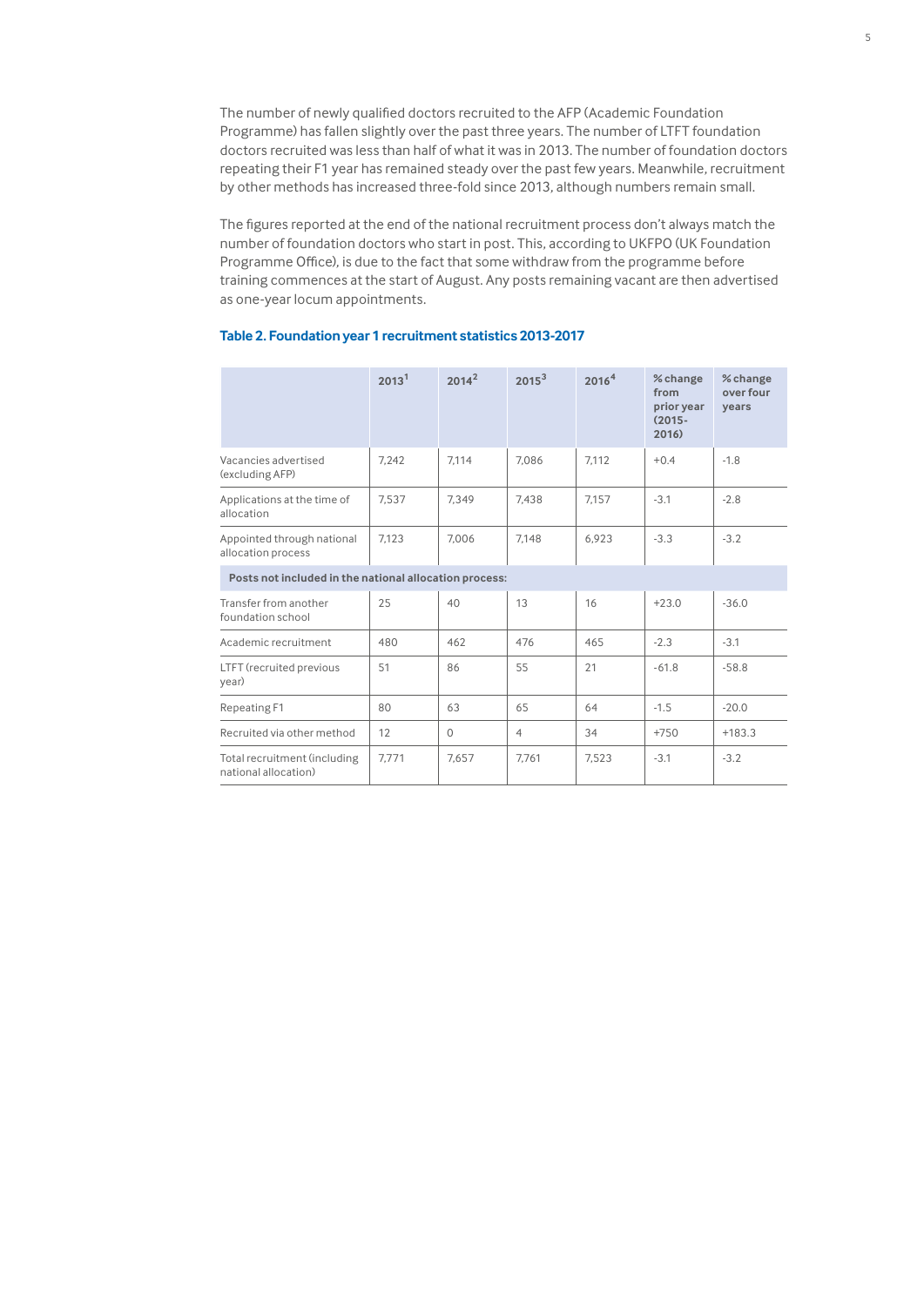The number of newly qualified doctors recruited to the AFP (Academic Foundation Programme) has fallen slightly over the past three years. The number of LTFT foundation doctors recruited was less than half of what it was in 2013. The number of foundation doctors repeating their F1 year has remained steady over the past few years. Meanwhile, recruitment by other methods has increased three-fold since 2013, although numbers remain small.

The figures reported at the end of the national recruitment process don't always match the number of foundation doctors who start in post. This, according to UKFPO (UK Foundation Programme Office), is due to the fact that some withdraw from the programme before training commences at the start of August. Any posts remaining vacant are then advertised as one-year locum appointments.

**Table 2. Foundation year 1 recruitment statistics 2013-2017**

| | 2013[1] | 2014[2] | 2015[3] | 2016[4] | % change from prior year (2015-2016) | % change over four years |
|---|---|---|---|---|---|---|
| Vacancies advertised (excluding AFP) | 7,242 | 7,114 | 7,086 | 7,112 | +0.4 | -1.8 |
| Applications at the time of allocation | 7,537 | 7,349 | 7,438 | 7,157 | -3.1 | -2.8 |
| Appointed through national allocation process | 7,123 | 7,006 | 7,148 | 6,923 | -3.3 | -3.2 |
| **Posts not included in the national allocation process:** | | | | | | |
| Transfer from another foundation school | 25 | 40 | 13 | 16 | +23.0 | -36.0 |
| Academic recruitment | 480 | 462 | 476 | 465 | -2.3 | -3.1 |
| LTFT (recruited previous year) | 51 | 86 | 55 | 21 | -61.8 | -58.8 |
| Repeating F1 | 80 | 63 | 65 | 64 | -1.5 | -20.0 |
| Recruited via other method | 12 | 0 | 4 | 34 | +750 | +183.3 |
| Total recruitment (including national allocation) | 7,771 | 7,657 | 7,761 | 7,523 | -3.1 | -3.2 |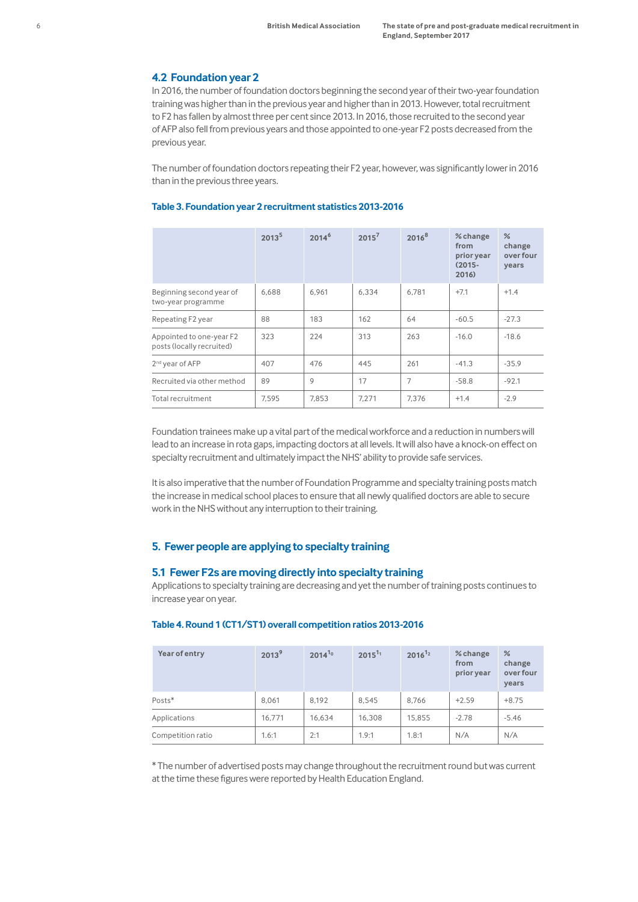### 4.2 Foundation year 2

In 2016, the number of foundation doctors beginning the second year of their two-year foundation training was higher than in the previous year and higher than in 2013. However, total recruitment to F2 has fallen by almost three per cent since 2013. In 2016, those recruited to the second year of AFP also fell from previous years and those appointed to one-year F2 posts decreased from the previous year.

The number of foundation doctors repeating their F2 year, however, was significantly lower in 2016 than in the previous three years.

**Table 3. Foundation year 2 recruitment statistics 2013-2016**

| | 2013[5] | 2014[6] | 2015[7] | 2016[8] | % change from prior year (2015-2016) | % change over four years |
|---|---|---|---|---|---|---|
| Beginning second year of two-year programme | 6,688 | 6,961 | 6,334 | 6,781 | +7.1 | +1.4 |
| Repeating F2 year | 88 | 183 | 162 | 64 | -60.5 | -27.3 |
| Appointed to one-year F2 posts (locally recruited) | 323 | 224 | 313 | 263 | -16.0 | -18.6 |
| 2nd year of AFP | 407 | 476 | 445 | 261 | -41.3 | -35.9 |
| Recruited via other method | 89 | 9 | 17 | 7 | -58.8 | -92.1 |
| Total recruitment | 7,595 | 7,853 | 7,271 | 7,376 | +1.4 | -2.9 |

Foundation trainees make up a vital part of the medical workforce and a reduction in numbers will lead to an increase in rota gaps, impacting doctors at all levels. It will also have a knock-on effect on specialty recruitment and ultimately impact the NHS' ability to provide safe services.

It is also imperative that the number of Foundation Programme and specialty training posts match the increase in medical school places to ensure that all newly qualified doctors are able to secure work in the NHS without any interruption to their training.

## 5. Fewer people are applying to specialty training

### 5.1 Fewer F2s are moving directly into specialty training

Applications to specialty training are decreasing and yet the number of training posts continues to increase year on year.

**Table 4. Round 1 (CT1/ST1) overall competition ratios 2013-2016**

| Year of entry | 2013[9] | 2014[10] | 2015[11] | 2016[12] | % change from prior year | % change over four years |
|---|---|---|---|---|---|---|
| Posts* | 8,061 | 8,192 | 8,545 | 8,766 | +2.59 | +8.75 |
| Applications | 16,771 | 16,634 | 16,308 | 15,855 | -2.78 | -5.46 |
| Competition ratio | 1.6:1 | 2:1 | 1.9:1 | 1.8:1 | N/A | N/A |

* The number of advertised posts may change throughout the recruitment round but was current at the time these figures were reported by Health Education England.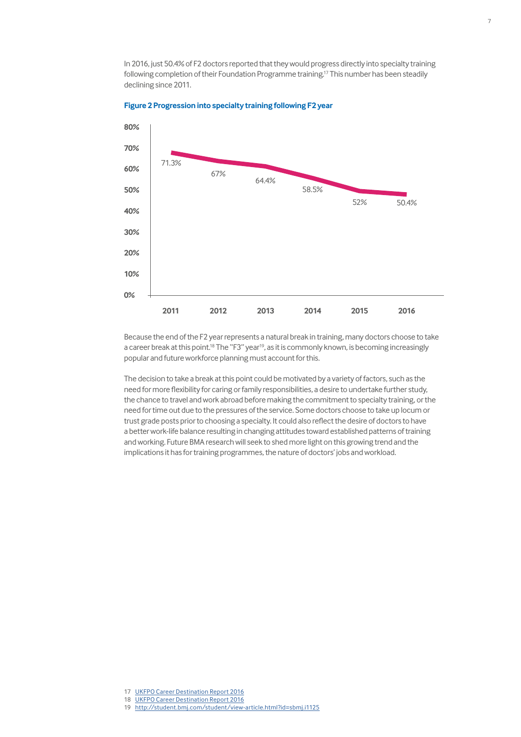In 2016, just 50.4% of F2 doctors reported that they would progress directly into specialty training following completion of their Foundation Programme training.[17] This number has been steadily declining since 2011.

**Figure 2 Progression into specialty training following F2 year**

| Year | Progression into specialty training |
|---|---|
| 2011 | 71.3% |
| 2012 | 67% |
| 2013 | 64.4% |
| 2014 | 58.5% |
| 2015 | 52% |
| 2016 | 50.4% |

Because the end of the F2 year represents a natural break in training, many doctors choose to take a career break at this point.[18] The "F3" year[19], as it is commonly known, is becoming increasingly popular and future workforce planning must account for this.

The decision to take a break at this point could be motivated by a variety of factors, such as the need for more flexibility for caring or family responsibilities, a desire to undertake further study, the chance to travel and work abroad before making the commitment to specialty training, or the need for time out due to the pressures of the service. Some doctors choose to take up locum or trust grade posts prior to choosing a specialty. It could also reflect the desire of doctors to have a better work-life balance resulting in changing attitudes toward established patterns of training and working. Future BMA research will seek to shed more light on this growing trend and the implications it has for training programmes, the nature of doctors' jobs and workload.

17 UKFPO Career Destination Report 2016
18 UKFPO Career Destination Report 2016
19 http://student.bmj.com/student/view-article.html?id=sbmj.i1125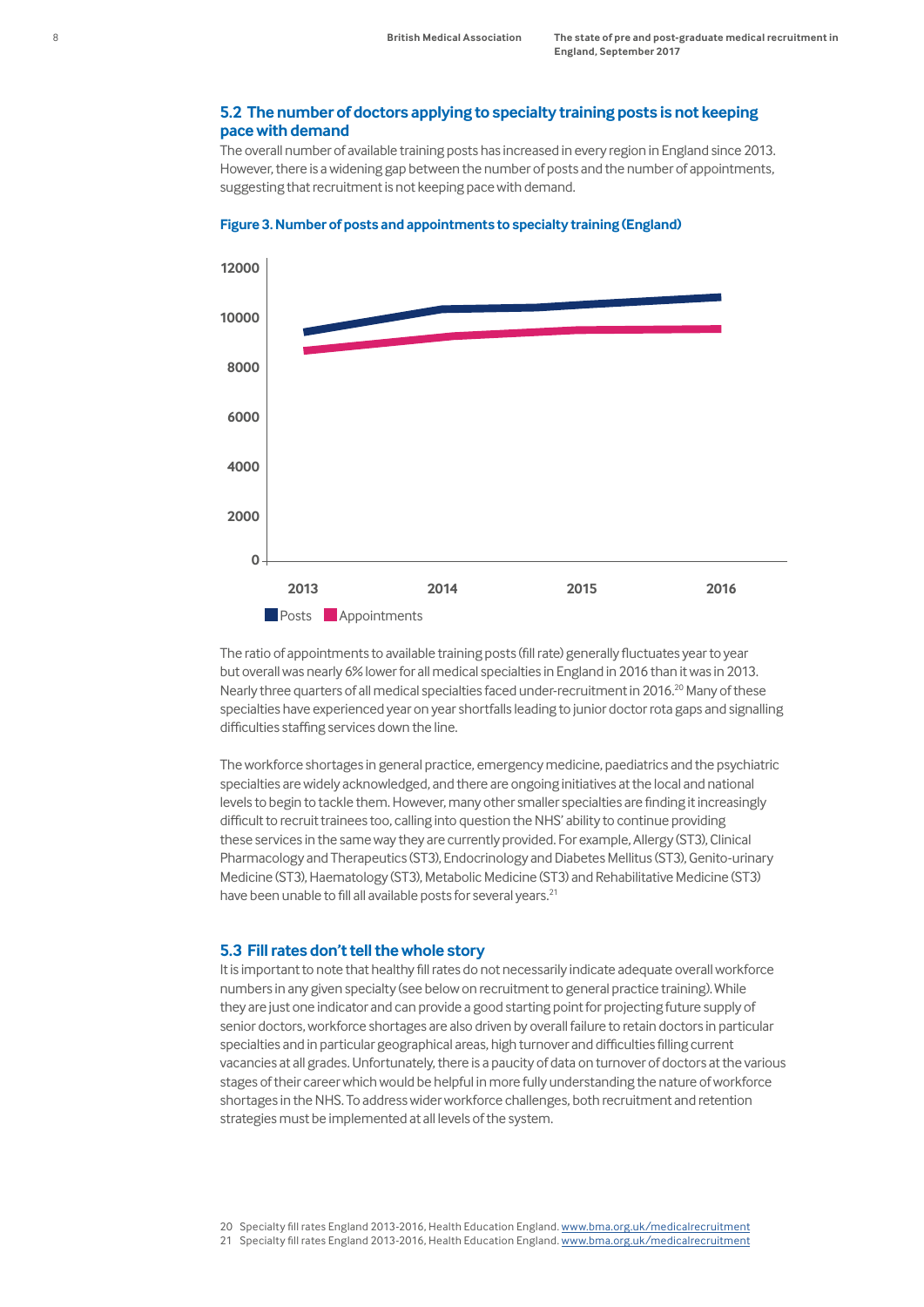## 5.2 The number of doctors applying to specialty training posts is not keeping pace with demand

The overall number of available training posts has increased in every region in England since 2013. However, there is a widening gap between the number of posts and the number of appointments, suggesting that recruitment is not keeping pace with demand.

**Figure 3. Number of posts and appointments to specialty training (England)**

The ratio of appointments to available training posts (fill rate) generally fluctuates year to year but overall was nearly 6% lower for all medical specialties in England in 2016 than it was in 2013. Nearly three quarters of all medical specialties faced under-recruitment in 2016.[20] Many of these specialties have experienced year on year shortfalls leading to junior doctor rota gaps and signalling difficulties staffing services down the line.

The workforce shortages in general practice, emergency medicine, paediatrics and the psychiatric specialties are widely acknowledged, and there are ongoing initiatives at the local and national levels to begin to tackle them. However, many other smaller specialties are finding it increasingly difficult to recruit trainees too, calling into question the NHS' ability to continue providing these services in the same way they are currently provided. For example, Allergy (ST3), Clinical Pharmacology and Therapeutics (ST3), Endocrinology and Diabetes Mellitus (ST3), Genito-urinary Medicine (ST3), Haematology (ST3), Metabolic Medicine (ST3) and Rehabilitative Medicine (ST3) have been unable to fill all available posts for several years.[21]

## 5.3 Fill rates don't tell the whole story

It is important to note that healthy fill rates do not necessarily indicate adequate overall workforce numbers in any given specialty (see below on recruitment to general practice training). While they are just one indicator and can provide a good starting point for projecting future supply of senior doctors, workforce shortages are also driven by overall failure to retain doctors in particular specialties and in particular geographical areas, high turnover and difficulties filling current vacancies at all grades. Unfortunately, there is a paucity of data on turnover of doctors at the various stages of their career which would be helpful in more fully understanding the nature of workforce shortages in the NHS. To address wider workforce challenges, both recruitment and retention strategies must be implemented at all levels of the system.

20 Specialty fill rates England 2013-2016, Health Education England. www.bma.org.uk/medicalrecruitment

21 Specialty fill rates England 2013-2016, Health Education England. www.bma.org.uk/medicalrecruitment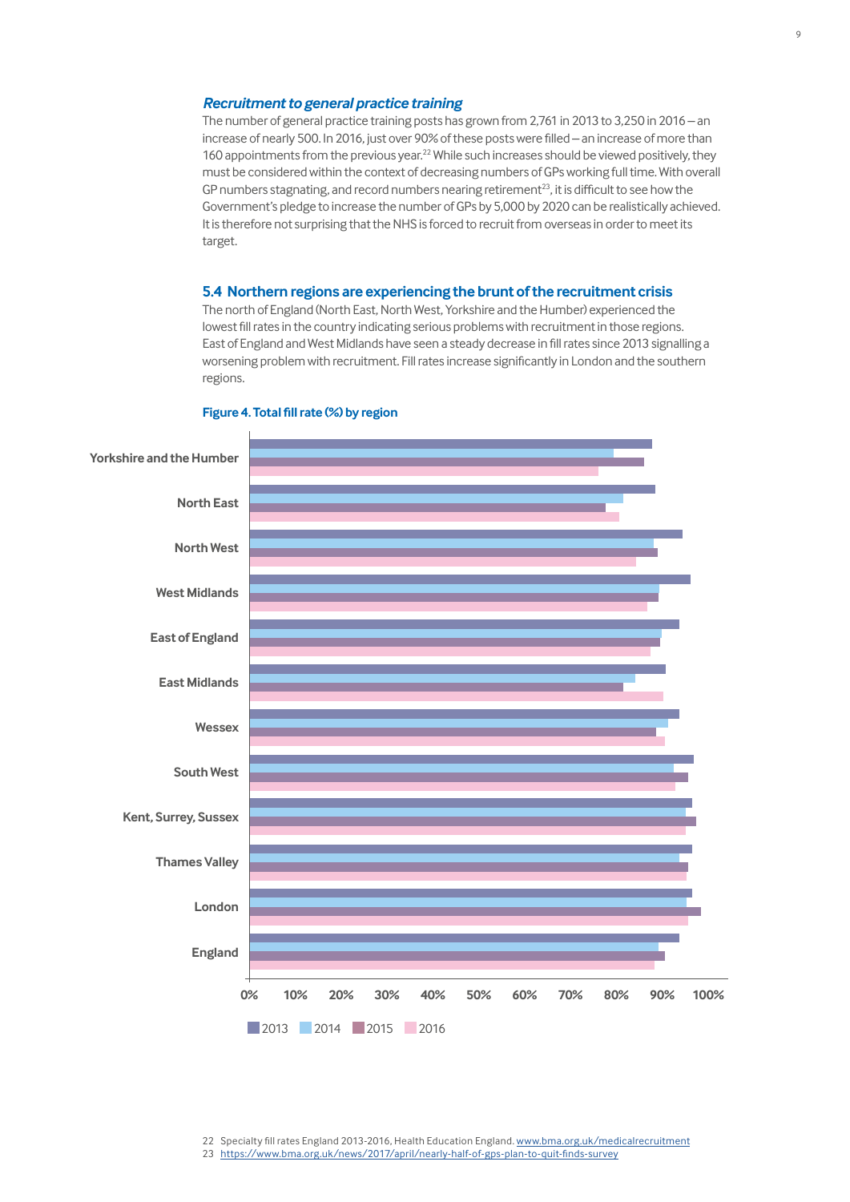### *Recruitment to general practice training*

The number of general practice training posts has grown from 2,761 in 2013 to 3,250 in 2016 – an increase of nearly 500. In 2016, just over 90% of these posts were filled – an increase of more than 160 appointments from the previous year.[22] While such increases should be viewed positively, they must be considered within the context of decreasing numbers of GPs working full time. With overall GP numbers stagnating, and record numbers nearing retirement[23], it is difficult to see how the Government's pledge to increase the number of GPs by 5,000 by 2020 can be realistically achieved. It is therefore not surprising that the NHS is forced to recruit from overseas in order to meet its target.

## 5.4 Northern regions are experiencing the brunt of the recruitment crisis

The north of England (North East, North West, Yorkshire and the Humber) experienced the lowest fill rates in the country indicating serious problems with recruitment in those regions. East of England and West Midlands have seen a steady decrease in fill rates since 2013 signalling a worsening problem with recruitment. Fill rates increase significantly in London and the southern regions.

**Figure 4. Total fill rate (%) by region**

Regions: Yorkshire and the Humber, North East, North West, West Midlands, East of England, East Midlands, Wessex, South West, Kent, Surrey, Sussex, Thames Valley, London, England

Axis: 0%, 10%, 20%, 30%, 40%, 50%, 60%, 70%, 80%, 90%, 100%

Legend: 2013, 2014, 2015, 2016

22 Specialty fill rates England 2013-2016, Health Education England. www.bma.org.uk/medicalrecruitment

23 https://www.bma.org.uk/news/2017/april/nearly-half-of-gps-plan-to-quit-finds-survey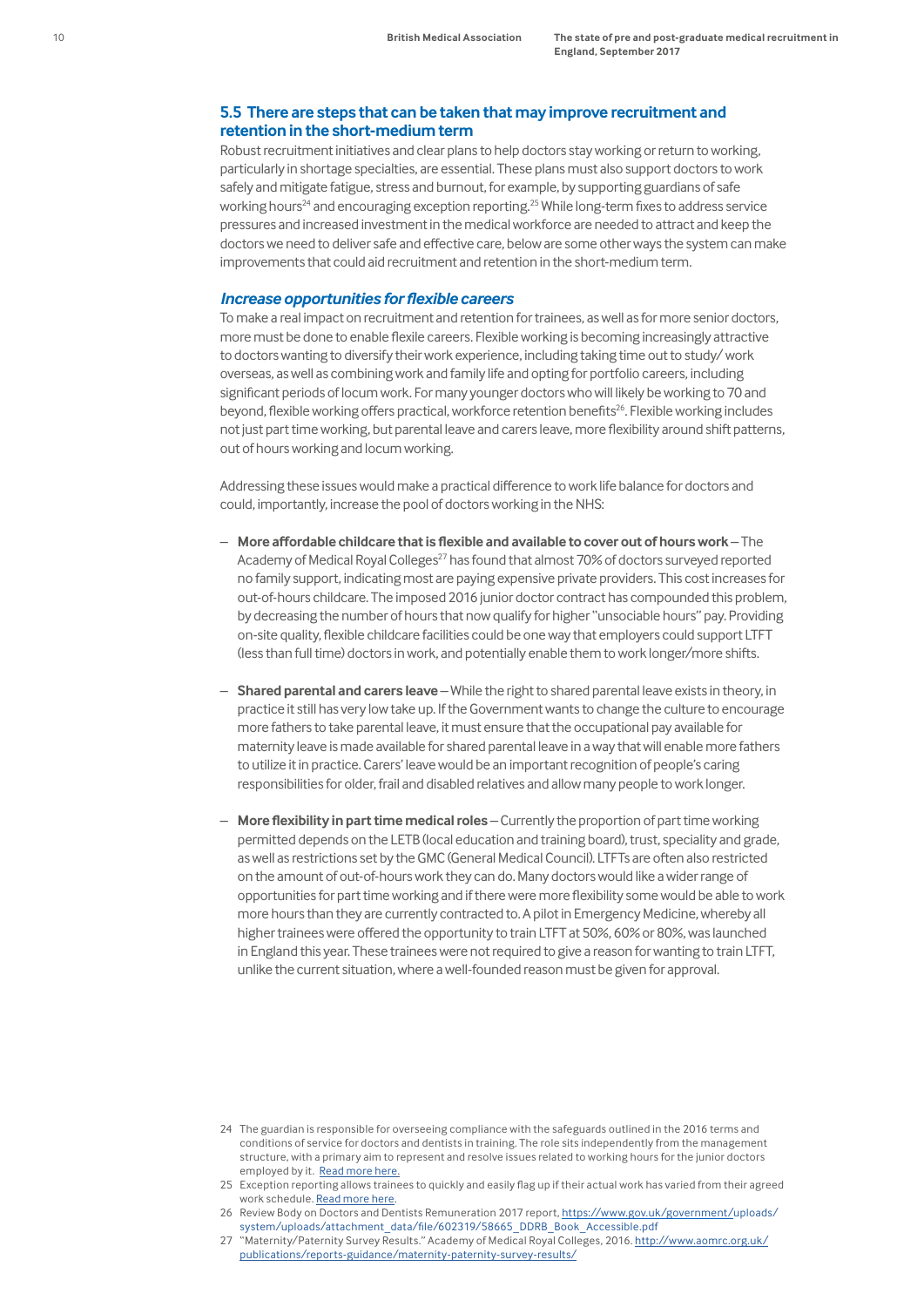## 5.5 There are steps that can be taken that may improve recruitment and retention in the short-medium term

Robust recruitment initiatives and clear plans to help doctors stay working or return to working, particularly in shortage specialties, are essential. These plans must also support doctors to work safely and mitigate fatigue, stress and burnout, for example, by supporting guardians of safe working hours[24] and encouraging exception reporting.[25] While long-term fixes to address service pressures and increased investment in the medical workforce are needed to attract and keep the doctors we need to deliver safe and effective care, below are some other ways the system can make improvements that could aid recruitment and retention in the short-medium term.

### *Increase opportunities for flexible careers*

To make a real impact on recruitment and retention for trainees, as well as for more senior doctors, more must be done to enable flexile careers. Flexible working is becoming increasingly attractive to doctors wanting to diversify their work experience, including taking time out to study/ work overseas, as well as combining work and family life and opting for portfolio careers, including significant periods of locum work. For many younger doctors who will likely be working to 70 and beyond, flexible working offers practical, workforce retention benefits[26]. Flexible working includes not just part time working, but parental leave and carers leave, more flexibility around shift patterns, out of hours working and locum working.

Addressing these issues would make a practical difference to work life balance for doctors and could, importantly, increase the pool of doctors working in the NHS:

- **More affordable childcare that is flexible and available to cover out of hours work** – The Academy of Medical Royal Colleges[27] has found that almost 70% of doctors surveyed reported no family support, indicating most are paying expensive private providers. This cost increases for out-of-hours childcare. The imposed 2016 junior doctor contract has compounded this problem, by decreasing the number of hours that now qualify for higher "unsociable hours" pay. Providing on-site quality, flexible childcare facilities could be one way that employers could support LTFT (less than full time) doctors in work, and potentially enable them to work longer/more shifts.

- **Shared parental and carers leave** – While the right to shared parental leave exists in theory, in practice it still has very low take up. If the Government wants to change the culture to encourage more fathers to take parental leave, it must ensure that the occupational pay available for maternity leave is made available for shared parental leave in a way that will enable more fathers to utilize it in practice. Carers' leave would be an important recognition of people's caring responsibilities for older, frail and disabled relatives and allow many people to work longer.

- **More flexibility in part time medical roles** – Currently the proportion of part time working permitted depends on the LETB (local education and training board), trust, speciality and grade, as well as restrictions set by the GMC (General Medical Council). LTFTs are often also restricted on the amount of out-of-hours work they can do. Many doctors would like a wider range of opportunities for part time working and if there were more flexibility some would be able to work more hours than they are currently contracted to. A pilot in Emergency Medicine, whereby all higher trainees were offered the opportunity to train LTFT at 50%, 60% or 80%, was launched in England this year. These trainees were not required to give a reason for wanting to train LTFT, unlike the current situation, where a well-founded reason must be given for approval.

---

24 The guardian is responsible for overseeing compliance with the safeguards outlined in the 2016 terms and conditions of service for doctors and dentists in training. The role sits independently from the management structure, with a primary aim to represent and resolve issues related to working hours for the junior doctors employed by it. [Read more here.]

25 Exception reporting allows trainees to quickly and easily flag up if their actual work has varied from their agreed work schedule. [Read more here].

26 Review Body on Doctors and Dentists Remuneration 2017 report, https://www.gov.uk/government/uploads/system/uploads/attachment_data/file/602319/58665_DDRB_Book_Accessible.pdf

27 "Maternity/Paternity Survey Results." Academy of Medical Royal Colleges, 2016. http://www.aomrc.org.uk/publications/reports-guidance/maternity-paternity-survey-results/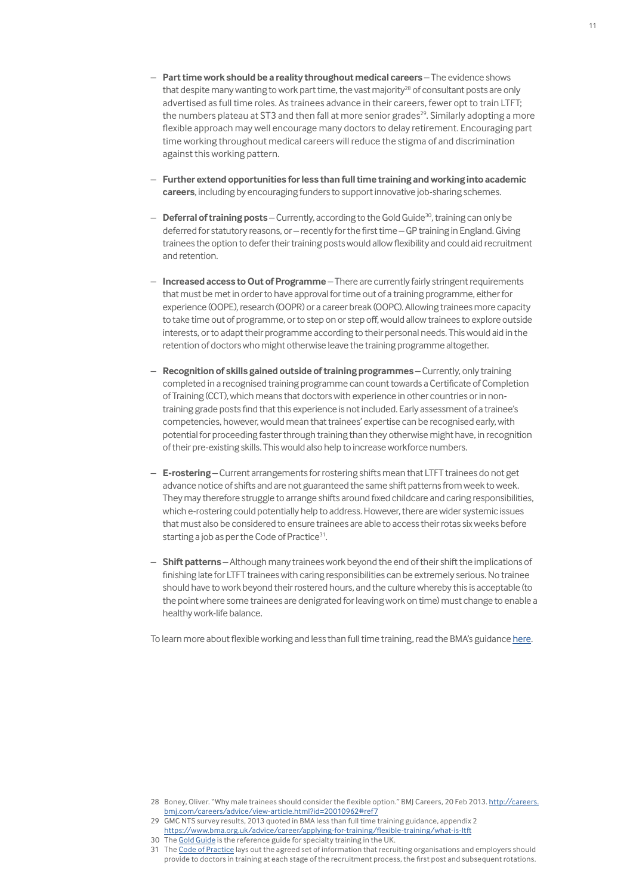- **Part time work should be a reality throughout medical careers** – The evidence shows that despite many wanting to work part time, the vast majority[28] of consultant posts are only advertised as full time roles. As trainees advance in their careers, fewer opt to train LTFT; the numbers plateau at ST3 and then fall at more senior grades[29]. Similarly adopting a more flexible approach may well encourage many doctors to delay retirement. Encouraging part time working throughout medical careers will reduce the stigma of and discrimination against this working pattern.

- **Further extend opportunities for less than full time training and working into academic careers**, including by encouraging funders to support innovative job-sharing schemes.

- **Deferral of training posts** – Currently, according to the Gold Guide[30], training can only be deferred for statutory reasons, or – recently for the first time – GP training in England. Giving trainees the option to defer their training posts would allow flexibility and could aid recruitment and retention.

- **Increased access to Out of Programme** – There are currently fairly stringent requirements that must be met in order to have approval for time out of a training programme, either for experience (OOPE), research (OOPR) or a career break (OOPC). Allowing trainees more capacity to take time out of programme, or to step on or step off, would allow trainees to explore outside interests, or to adapt their programme according to their personal needs. This would aid in the retention of doctors who might otherwise leave the training programme altogether.

- **Recognition of skills gained outside of training programmes** – Currently, only training completed in a recognised training programme can count towards a Certificate of Completion of Training (CCT), which means that doctors with experience in other countries or in non-training grade posts find that this experience is not included. Early assessment of a trainee's competencies, however, would mean that trainees' expertise can be recognised early, with potential for proceeding faster through training than they otherwise might have, in recognition of their pre-existing skills. This would also help to increase workforce numbers.

- **E-rostering** – Current arrangements for rostering shifts mean that LTFT trainees do not get advance notice of shifts and are not guaranteed the same shift patterns from week to week. They may therefore struggle to arrange shifts around fixed childcare and caring responsibilities, which e-rostering could potentially help to address. However, there are wider systemic issues that must also be considered to ensure trainees are able to access their rotas six weeks before starting a job as per the Code of Practice[31].

- **Shift patterns** – Although many trainees work beyond the end of their shift the implications of finishing late for LTFT trainees with caring responsibilities can be extremely serious. No trainee should have to work beyond their rostered hours, and the culture whereby this is acceptable (to the point where some trainees are denigrated for leaving work on time) must change to enable a healthy work-life balance.

To learn more about flexible working and less than full time training, read the BMA's guidance here.

28 Boney, Oliver. "Why male trainees should consider the flexible option." BMJ Careers, 20 Feb 2013. http://careers.bmj.com/careers/advice/view-article.html?id=20010962#ref7

29 GMC NTS survey results, 2013 quoted in BMA less than full time training guidance, appendix 2 https://www.bma.org.uk/advice/career/applying-for-training/flexible-training/what-is-ltft

30 The Gold Guide is the reference guide for specialty training in the UK.

31 The Code of Practice lays out the agreed set of information that recruiting organisations and employers should provide to doctors in training at each stage of the recruitment process, the first post and subsequent rotations.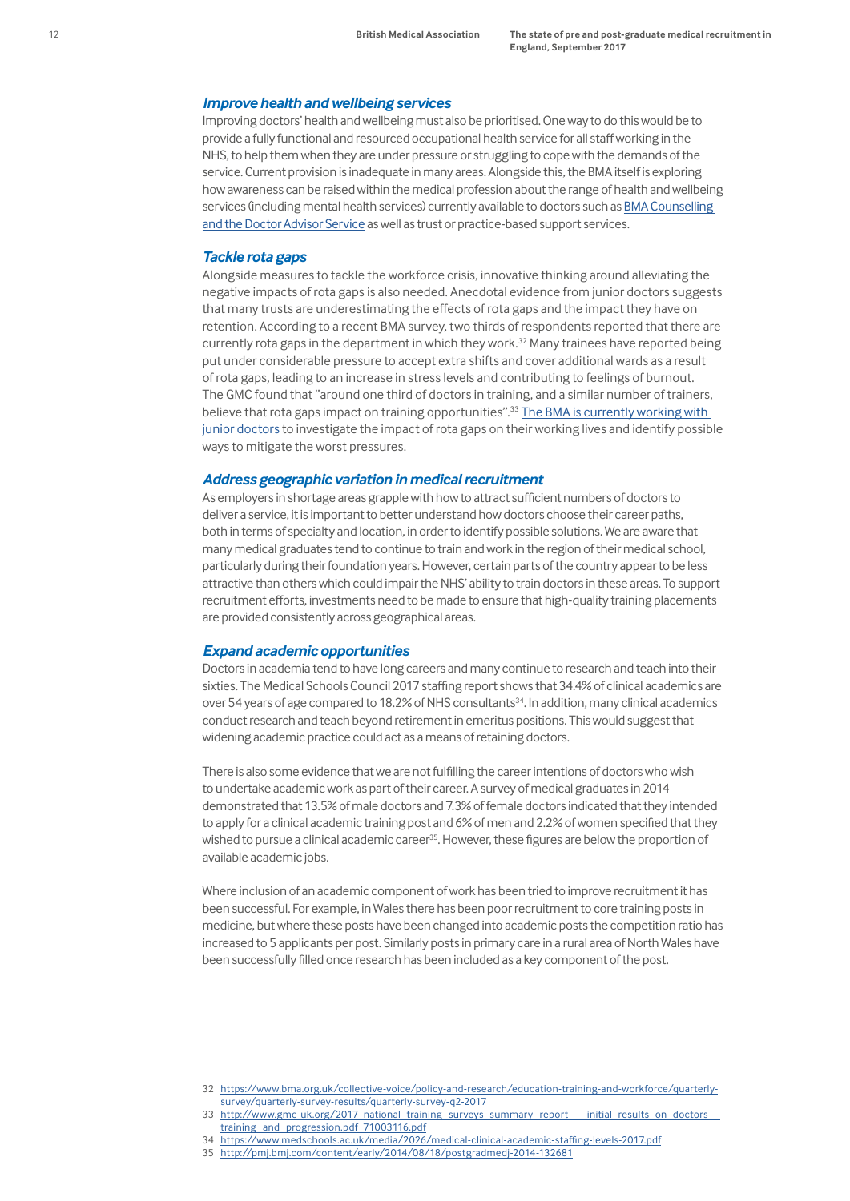### *Improve health and wellbeing services*

Improving doctors' health and wellbeing must also be prioritised. One way to do this would be to provide a fully functional and resourced occupational health service for all staff working in the NHS, to help them when they are under pressure or struggling to cope with the demands of the service. Current provision is inadequate in many areas. Alongside this, the BMA itself is exploring how awareness can be raised within the medical profession about the range of health and wellbeing services (including mental health services) currently available to doctors such as BMA Counselling and the Doctor Advisor Service as well as trust or practice-based support services.

### *Tackle rota gaps*

Alongside measures to tackle the workforce crisis, innovative thinking around alleviating the negative impacts of rota gaps is also needed. Anecdotal evidence from junior doctors suggests that many trusts are underestimating the effects of rota gaps and the impact they have on retention. According to a recent BMA survey, two thirds of respondents reported that there are currently rota gaps in the department in which they work.[32] Many trainees have reported being put under considerable pressure to accept extra shifts and cover additional wards as a result of rota gaps, leading to an increase in stress levels and contributing to feelings of burnout. The GMC found that "around one third of doctors in training, and a similar number of trainers, believe that rota gaps impact on training opportunities".[33] The BMA is currently working with junior doctors to investigate the impact of rota gaps on their working lives and identify possible ways to mitigate the worst pressures.

### *Address geographic variation in medical recruitment*

As employers in shortage areas grapple with how to attract sufficient numbers of doctors to deliver a service, it is important to better understand how doctors choose their career paths, both in terms of specialty and location, in order to identify possible solutions. We are aware that many medical graduates tend to continue to train and work in the region of their medical school, particularly during their foundation years. However, certain parts of the country appear to be less attractive than others which could impair the NHS' ability to train doctors in these areas. To support recruitment efforts, investments need to be made to ensure that high-quality training placements are provided consistently across geographical areas.

### *Expand academic opportunities*

Doctors in academia tend to have long careers and many continue to research and teach into their sixties. The Medical Schools Council 2017 staffing report shows that 34.4% of clinical academics are over 54 years of age compared to 18.2% of NHS consultants[34]. In addition, many clinical academics conduct research and teach beyond retirement in emeritus positions. This would suggest that widening academic practice could act as a means of retaining doctors.

There is also some evidence that we are not fulfilling the career intentions of doctors who wish to undertake academic work as part of their career. A survey of medical graduates in 2014 demonstrated that 13.5% of male doctors and 7.3% of female doctors indicated that they intended to apply for a clinical academic training post and 6% of men and 2.2% of women specified that they wished to pursue a clinical academic career[35]. However, these figures are below the proportion of available academic jobs.

Where inclusion of an academic component of work has been tried to improve recruitment it has been successful. For example, in Wales there has been poor recruitment to core training posts in medicine, but where these posts have been changed into academic posts the competition ratio has increased to 5 applicants per post. Similarly posts in primary care in a rural area of North Wales have been successfully filled once research has been included as a key component of the post.

32 https://www.bma.org.uk/collective-voice/policy-and-research/education-training-and-workforce/quarterly-survey/quarterly-survey-results/quarterly-survey-q2-2017

33 http://www.gmc-uk.org/2017_national_training_surveys_summary_report___initial_results_on_doctors___training__and__progression.pdf_71003116.pdf

34 https://www.medschools.ac.uk/media/2026/medical-clinical-academic-staffing-levels-2017.pdf

35 http://pmj.bmj.com/content/early/2014/08/18/postgradmedj-2014-132681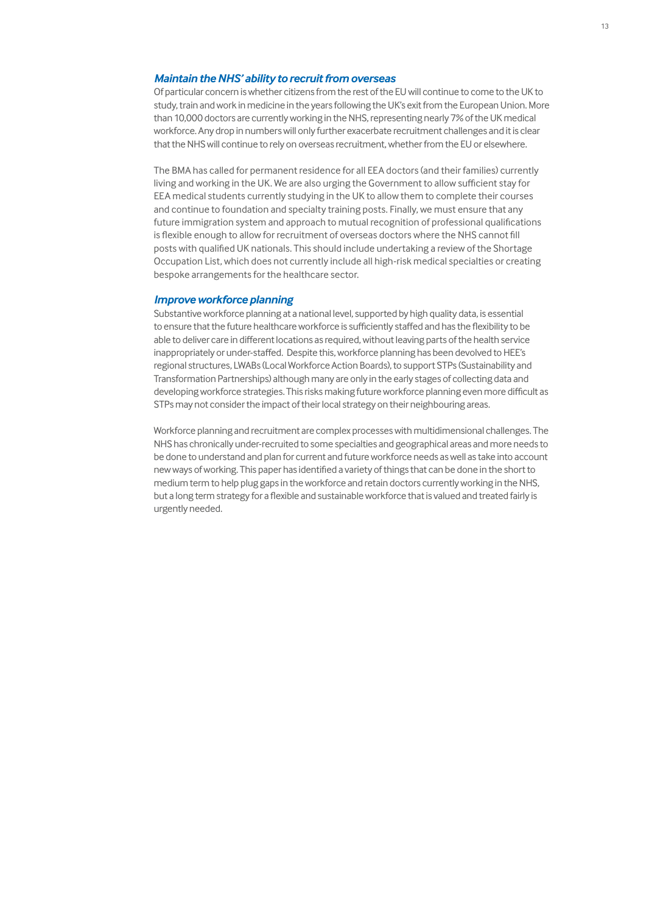### *Maintain the NHS' ability to recruit from overseas*

Of particular concern is whether citizens from the rest of the EU will continue to come to the UK to study, train and work in medicine in the years following the UK's exit from the European Union. More than 10,000 doctors are currently working in the NHS, representing nearly 7% of the UK medical workforce. Any drop in numbers will only further exacerbate recruitment challenges and it is clear that the NHS will continue to rely on overseas recruitment, whether from the EU or elsewhere.

The BMA has called for permanent residence for all EEA doctors (and their families) currently living and working in the UK. We are also urging the Government to allow sufficient stay for EEA medical students currently studying in the UK to allow them to complete their courses and continue to foundation and specialty training posts. Finally, we must ensure that any future immigration system and approach to mutual recognition of professional qualifications is flexible enough to allow for recruitment of overseas doctors where the NHS cannot fill posts with qualified UK nationals. This should include undertaking a review of the Shortage Occupation List, which does not currently include all high-risk medical specialties or creating bespoke arrangements for the healthcare sector.

### *Improve workforce planning*

Substantive workforce planning at a national level, supported by high quality data, is essential to ensure that the future healthcare workforce is sufficiently staffed and has the flexibility to be able to deliver care in different locations as required, without leaving parts of the health service inappropriately or under-staffed. Despite this, workforce planning has been devolved to HEE's regional structures, LWABs (Local Workforce Action Boards), to support STPs (Sustainability and Transformation Partnerships) although many are only in the early stages of collecting data and developing workforce strategies. This risks making future workforce planning even more difficult as STPs may not consider the impact of their local strategy on their neighbouring areas.

Workforce planning and recruitment are complex processes with multidimensional challenges. The NHS has chronically under-recruited to some specialties and geographical areas and more needs to be done to understand and plan for current and future workforce needs as well as take into account new ways of working. This paper has identified a variety of things that can be done in the short to medium term to help plug gaps in the workforce and retain doctors currently working in the NHS, but a long term strategy for a flexible and sustainable workforce that is valued and treated fairly is urgently needed.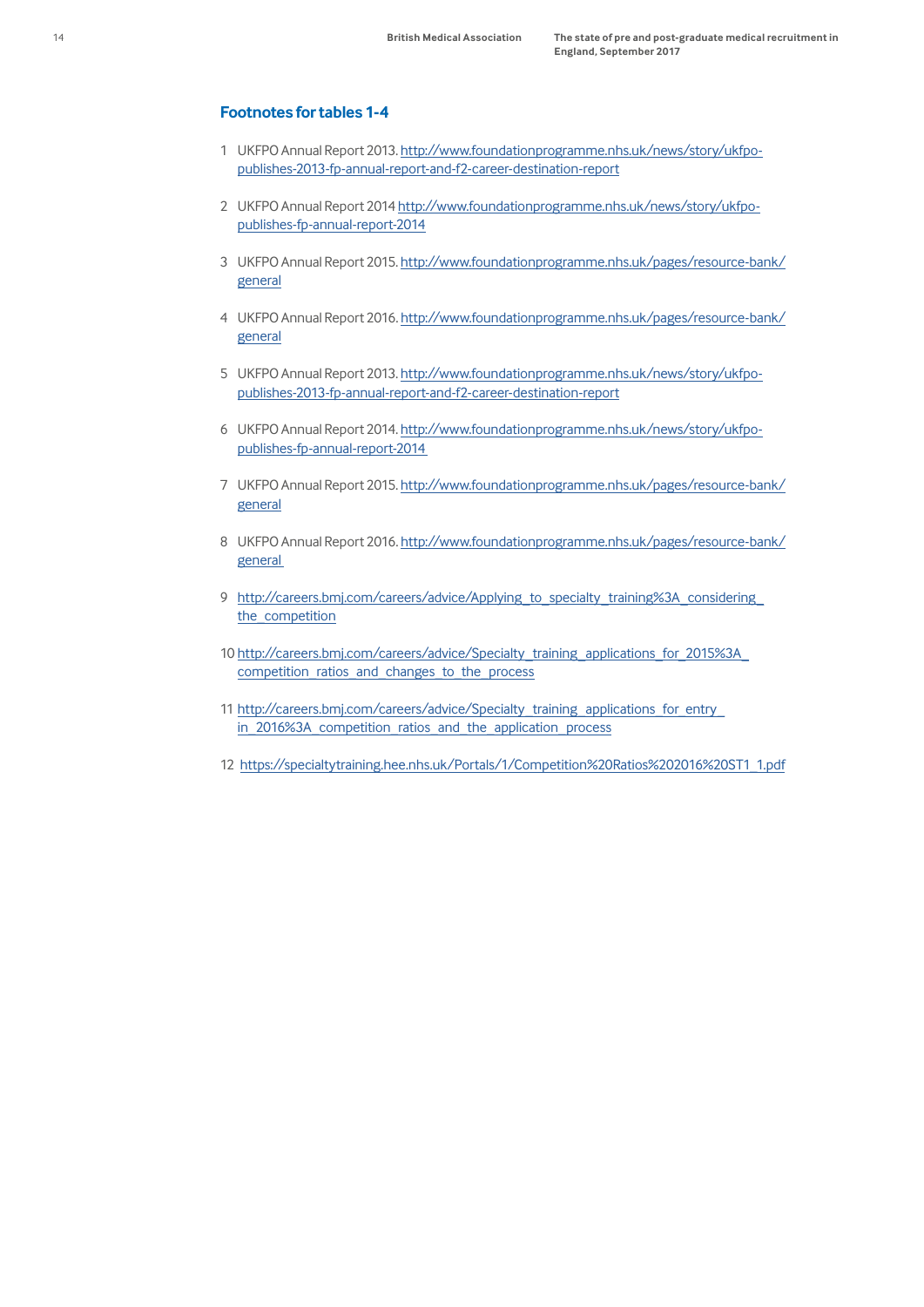## Footnotes for tables 1-4

1. UKFPO Annual Report 2013. http://www.foundationprogramme.nhs.uk/news/story/ukfpo-publishes-2013-fp-annual-report-and-f2-career-destination-report
2. UKFPO Annual Report 2014 http://www.foundationprogramme.nhs.uk/news/story/ukfpo-publishes-fp-annual-report-2014
3. UKFPO Annual Report 2015. http://www.foundationprogramme.nhs.uk/pages/resource-bank/general
4. UKFPO Annual Report 2016. http://www.foundationprogramme.nhs.uk/pages/resource-bank/general
5. UKFPO Annual Report 2013. http://www.foundationprogramme.nhs.uk/news/story/ukfpo-publishes-2013-fp-annual-report-and-f2-career-destination-report
6. UKFPO Annual Report 2014. http://www.foundationprogramme.nhs.uk/news/story/ukfpo-publishes-fp-annual-report-2014
7. UKFPO Annual Report 2015. http://www.foundationprogramme.nhs.uk/pages/resource-bank/general
8. UKFPO Annual Report 2016. http://www.foundationprogramme.nhs.uk/pages/resource-bank/general
9. http://careers.bmj.com/careers/advice/Applying_to_specialty_training%3A_considering_the_competition
10. http://careers.bmj.com/careers/advice/Specialty_training_applications_for_2015%3A_competition_ratios_and_changes_to_the_process
11. http://careers.bmj.com/careers/advice/Specialty_training_applications_for_entry_in_2016%3A_competition_ratios_and_the_application_process
12. https://specialtytraining.hee.nhs.uk/Portals/1/Competition%20Ratios%202016%20ST1_1.pdf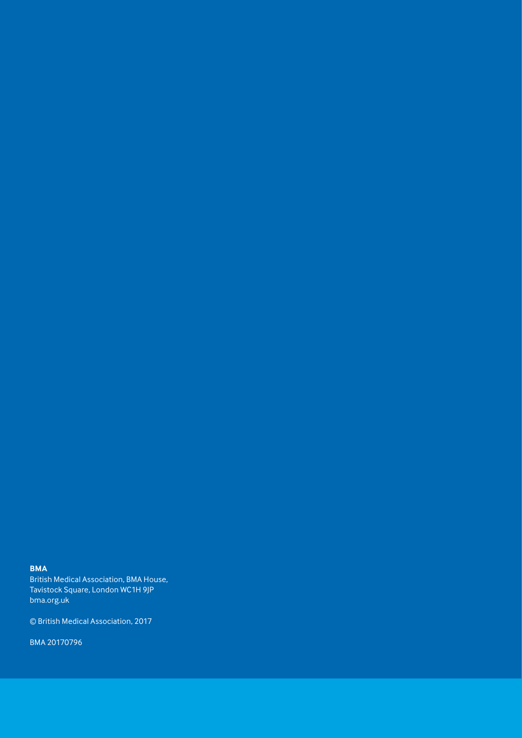**BMA**
British Medical Association, BMA House,
Tavistock Square, London WC1H 9JP
bma.org.uk

© British Medical Association, 2017

BMA 20170796